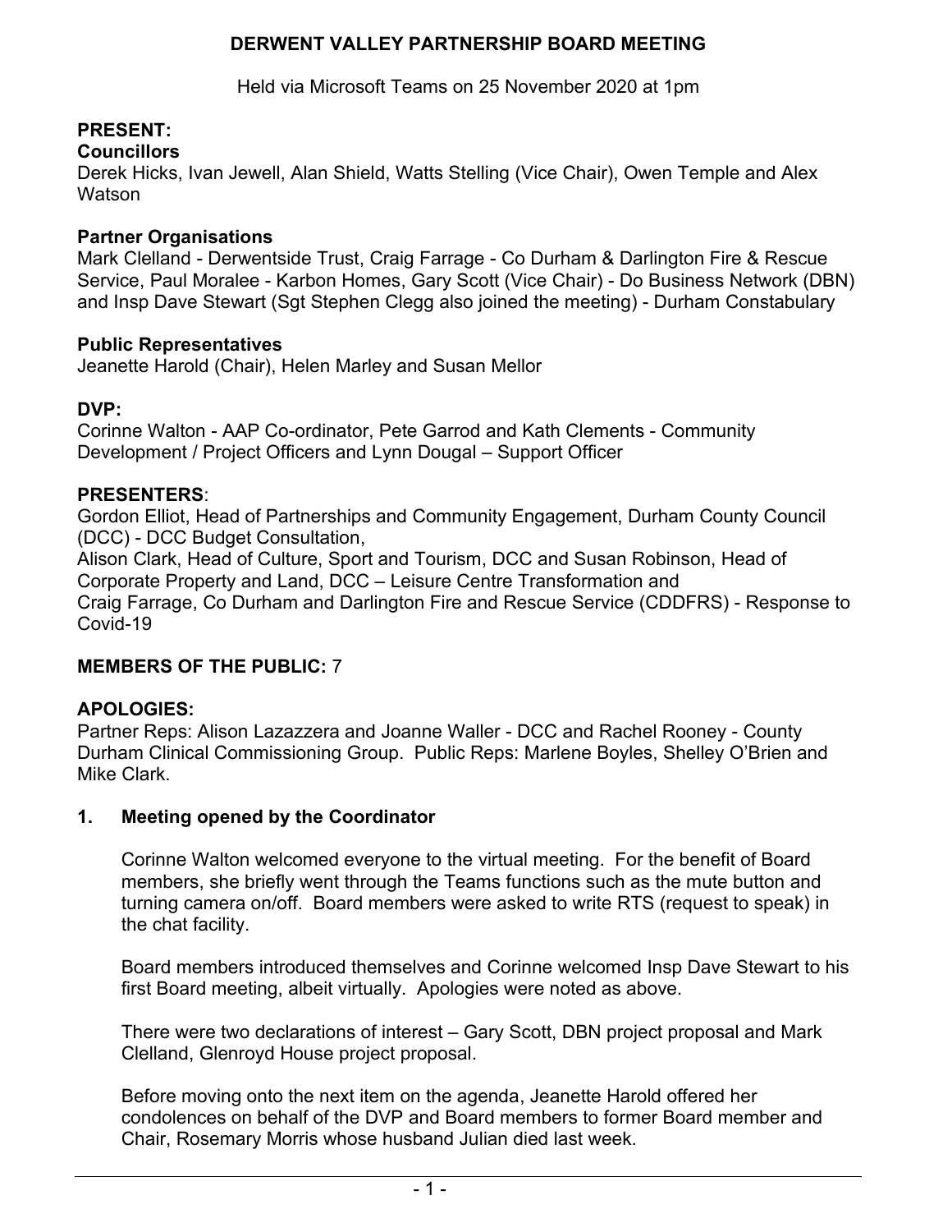# DERWENT VALLEY PARTNERSHIP BOARD MEETING

Held via Microsoft Teams on 25 November 2020 at 1pm

**PRESENT:**

**Councillors**

Derek Hicks, Ivan Jewell, Alan Shield, Watts Stelling (Vice Chair), Owen Temple and Alex Watson

**Partner Organisations**

Mark Clelland - Derwentside Trust, Craig Farrage - Co Durham & Darlington Fire & Rescue Service, Paul Moralee - Karbon Homes, Gary Scott (Vice Chair) - Do Business Network (DBN) and Insp Dave Stewart (Sgt Stephen Clegg also joined the meeting) - Durham Constabulary

**Public Representatives**

Jeanette Harold (Chair), Helen Marley and Susan Mellor

**DVP:**

Corinne Walton - AAP Co-ordinator, Pete Garrod and Kath Clements - Community Development / Project Officers and Lynn Dougal – Support Officer

**PRESENTERS**:

Gordon Elliot, Head of Partnerships and Community Engagement, Durham County Council (DCC) - DCC Budget Consultation,

Alison Clark, Head of Culture, Sport and Tourism, DCC and Susan Robinson, Head of Corporate Property and Land, DCC – Leisure Centre Transformation and

Craig Farrage, Co Durham and Darlington Fire and Rescue Service (CDDFRS) - Response to Covid-19

**MEMBERS OF THE PUBLIC:** 7

**APOLOGIES:**

Partner Reps: Alison Lazazzera and Joanne Waller - DCC and Rachel Rooney - County Durham Clinical Commissioning Group. Public Reps: Marlene Boyles, Shelley O'Brien and Mike Clark.

## 1. Meeting opened by the Coordinator

Corinne Walton welcomed everyone to the virtual meeting. For the benefit of Board members, she briefly went through the Teams functions such as the mute button and turning camera on/off. Board members were asked to write RTS (request to speak) in the chat facility.

Board members introduced themselves and Corinne welcomed Insp Dave Stewart to his first Board meeting, albeit virtually. Apologies were noted as above.

There were two declarations of interest – Gary Scott, DBN project proposal and Mark Clelland, Glenroyd House project proposal.

Before moving onto the next item on the agenda, Jeanette Harold offered her condolences on behalf of the DVP and Board members to former Board member and Chair, Rosemary Morris whose husband Julian died last week.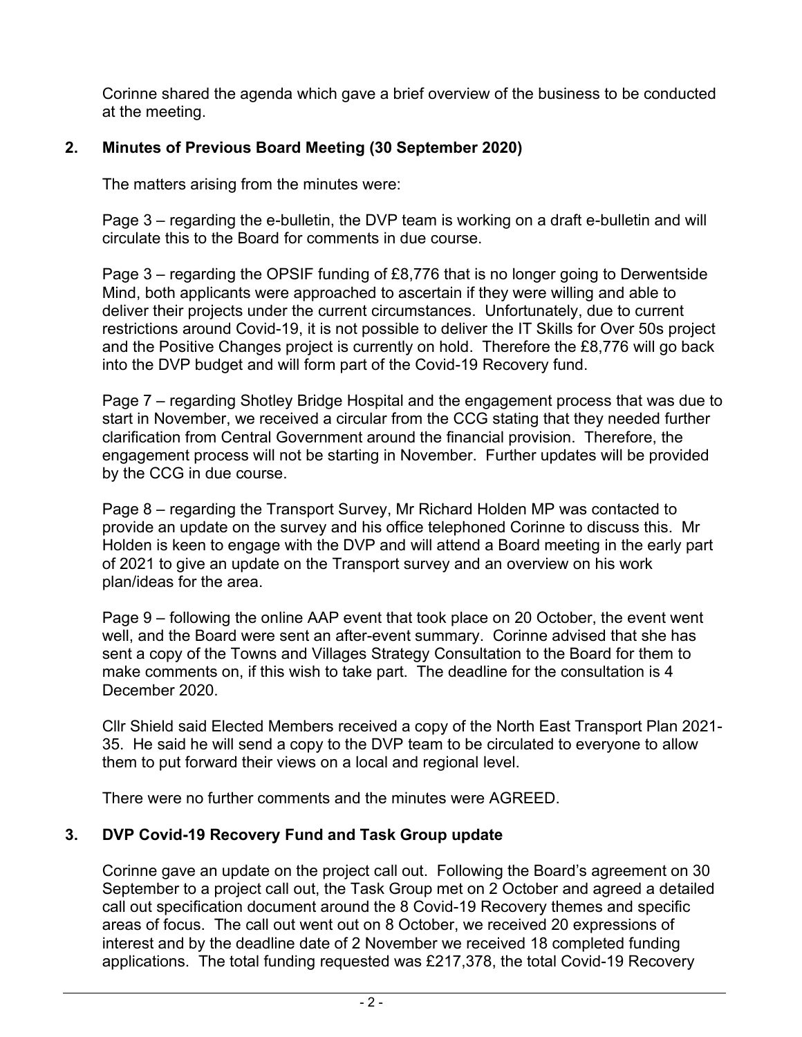Corinne shared the agenda which gave a brief overview of the business to be conducted at the meeting.

## 2. Minutes of Previous Board Meeting (30 September 2020)

The matters arising from the minutes were:

Page 3 – regarding the e-bulletin, the DVP team is working on a draft e-bulletin and will circulate this to the Board for comments in due course.

Page 3 – regarding the OPSIF funding of £8,776 that is no longer going to Derwentside Mind, both applicants were approached to ascertain if they were willing and able to deliver their projects under the current circumstances. Unfortunately, due to current restrictions around Covid-19, it is not possible to deliver the IT Skills for Over 50s project and the Positive Changes project is currently on hold. Therefore the £8,776 will go back into the DVP budget and will form part of the Covid-19 Recovery fund.

Page 7 – regarding Shotley Bridge Hospital and the engagement process that was due to start in November, we received a circular from the CCG stating that they needed further clarification from Central Government around the financial provision. Therefore, the engagement process will not be starting in November. Further updates will be provided by the CCG in due course.

Page 8 – regarding the Transport Survey, Mr Richard Holden MP was contacted to provide an update on the survey and his office telephoned Corinne to discuss this. Mr Holden is keen to engage with the DVP and will attend a Board meeting in the early part of 2021 to give an update on the Transport survey and an overview on his work plan/ideas for the area.

Page 9 – following the online AAP event that took place on 20 October, the event went well, and the Board were sent an after-event summary. Corinne advised that she has sent a copy of the Towns and Villages Strategy Consultation to the Board for them to make comments on, if this wish to take part. The deadline for the consultation is 4 December 2020.

Cllr Shield said Elected Members received a copy of the North East Transport Plan 2021-35. He said he will send a copy to the DVP team to be circulated to everyone to allow them to put forward their views on a local and regional level.

There were no further comments and the minutes were AGREED.

## 3. DVP Covid-19 Recovery Fund and Task Group update

Corinne gave an update on the project call out. Following the Board's agreement on 30 September to a project call out, the Task Group met on 2 October and agreed a detailed call out specification document around the 8 Covid-19 Recovery themes and specific areas of focus. The call out went out on 8 October, we received 20 expressions of interest and by the deadline date of 2 November we received 18 completed funding applications. The total funding requested was £217,378, the total Covid-19 Recovery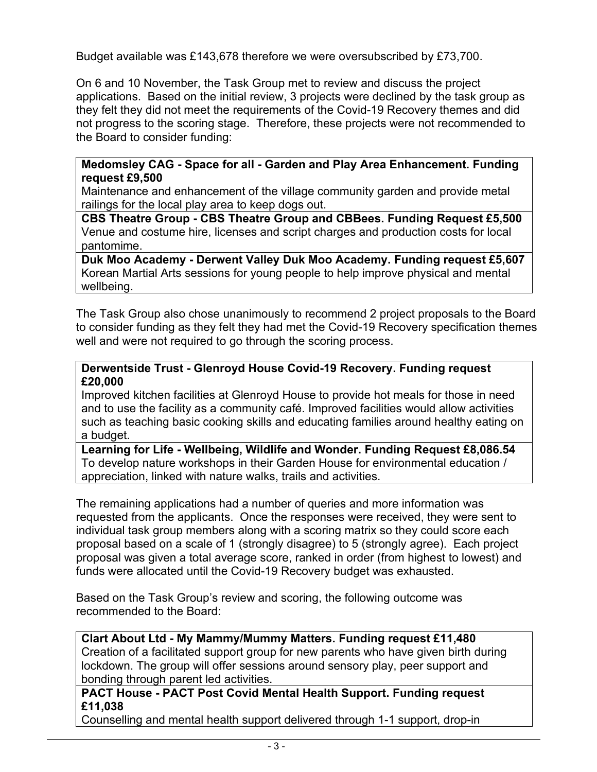Budget available was £143,678 therefore we were oversubscribed by £73,700.

On 6 and 10 November, the Task Group met to review and discuss the project applications. Based on the initial review, 3 projects were declined by the task group as they felt they did not meet the requirements of the Covid-19 Recovery themes and did not progress to the scoring stage. Therefore, these projects were not recommended to the Board to consider funding:

| **Medomsley CAG - Space for all - Garden and Play Area Enhancement. Funding request £9,500**<br>Maintenance and enhancement of the village community garden and provide metal railings for the local play area to keep dogs out. |
|---|
| **CBS Theatre Group - CBS Theatre Group and CBBees. Funding Request £5,500**<br>Venue and costume hire, licenses and script charges and production costs for local pantomime. |
| **Duk Moo Academy - Derwent Valley Duk Moo Academy. Funding request £5,607**<br>Korean Martial Arts sessions for young people to help improve physical and mental wellbeing. |

The Task Group also chose unanimously to recommend 2 project proposals to the Board to consider funding as they felt they had met the Covid-19 Recovery specification themes well and were not required to go through the scoring process.

| **Derwentside Trust - Glenroyd House Covid-19 Recovery. Funding request £20,000**<br>Improved kitchen facilities at Glenroyd House to provide hot meals for those in need and to use the facility as a community café. Improved facilities would allow activities such as teaching basic cooking skills and educating families around healthy eating on a budget. |
|---|
| **Learning for Life - Wellbeing, Wildlife and Wonder. Funding Request £8,086.54**<br>To develop nature workshops in their Garden House for environmental education / appreciation, linked with nature walks, trails and activities. |

The remaining applications had a number of queries and more information was requested from the applicants. Once the responses were received, they were sent to individual task group members along with a scoring matrix so they could score each proposal based on a scale of 1 (strongly disagree) to 5 (strongly agree). Each project proposal was given a total average score, ranked in order (from highest to lowest) and funds were allocated until the Covid-19 Recovery budget was exhausted.

Based on the Task Group's review and scoring, the following outcome was recommended to the Board:

| **Clart About Ltd - My Mammy/Mummy Matters. Funding request £11,480**<br>Creation of a facilitated support group for new parents who have given birth during lockdown. The group will offer sessions around sensory play, peer support and bonding through parent led activities. |
|---|
| **PACT House - PACT Post Covid Mental Health Support. Funding request £11,038**<br>Counselling and mental health support delivered through 1-1 support, drop-in |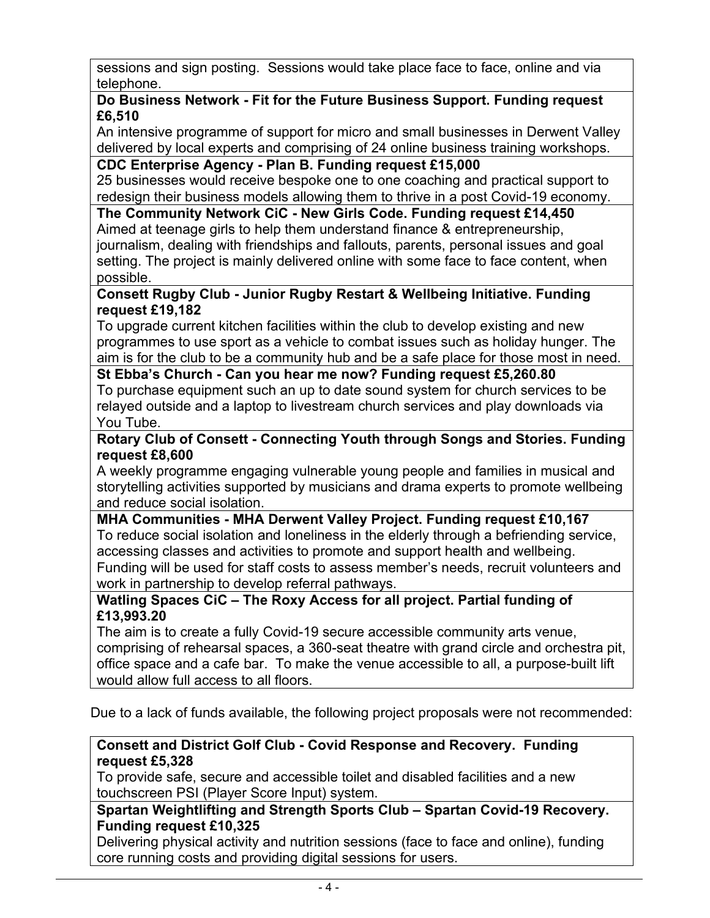sessions and sign posting. Sessions would take place face to face, online and via telephone.

**Do Business Network - Fit for the Future Business Support. Funding request £6,510**
An intensive programme of support for micro and small businesses in Derwent Valley delivered by local experts and comprising of 24 online business training workshops.

**CDC Enterprise Agency - Plan B. Funding request £15,000**
25 businesses would receive bespoke one to one coaching and practical support to redesign their business models allowing them to thrive in a post Covid-19 economy.

**The Community Network CiC - New Girls Code. Funding request £14,450**
Aimed at teenage girls to help them understand finance & entrepreneurship, journalism, dealing with friendships and fallouts, parents, personal issues and goal setting. The project is mainly delivered online with some face to face content, when possible.

**Consett Rugby Club - Junior Rugby Restart & Wellbeing Initiative. Funding request £19,182**
To upgrade current kitchen facilities within the club to develop existing and new programmes to use sport as a vehicle to combat issues such as holiday hunger. The aim is for the club to be a community hub and be a safe place for those most in need.

**St Ebba's Church - Can you hear me now? Funding request £5,260.80**
To purchase equipment such an up to date sound system for church services to be relayed outside and a laptop to livestream church services and play downloads via You Tube.

**Rotary Club of Consett - Connecting Youth through Songs and Stories. Funding request £8,600**
A weekly programme engaging vulnerable young people and families in musical and storytelling activities supported by musicians and drama experts to promote wellbeing and reduce social isolation.

**MHA Communities - MHA Derwent Valley Project. Funding request £10,167**
To reduce social isolation and loneliness in the elderly through a befriending service, accessing classes and activities to promote and support health and wellbeing. Funding will be used for staff costs to assess member's needs, recruit volunteers and work in partnership to develop referral pathways.

**Watling Spaces CiC – The Roxy Access for all project. Partial funding of £13,993.20**
The aim is to create a fully Covid-19 secure accessible community arts venue, comprising of rehearsal spaces, a 360-seat theatre with grand circle and orchestra pit, office space and a cafe bar. To make the venue accessible to all, a purpose-built lift would allow full access to all floors.

Due to a lack of funds available, the following project proposals were not recommended:

**Consett and District Golf Club - Covid Response and Recovery. Funding request £5,328**
To provide safe, secure and accessible toilet and disabled facilities and a new touchscreen PSI (Player Score Input) system.

**Spartan Weightlifting and Strength Sports Club – Spartan Covid-19 Recovery. Funding request £10,325**
Delivering physical activity and nutrition sessions (face to face and online), funding core running costs and providing digital sessions for users.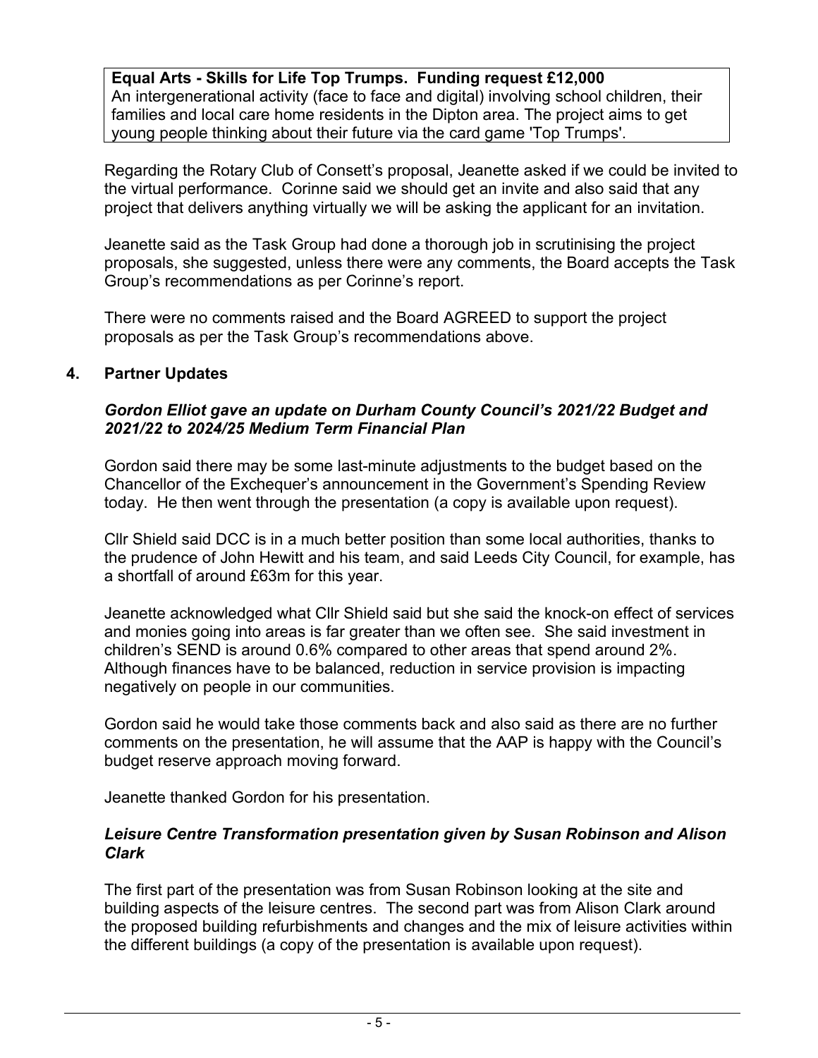**Equal Arts - Skills for Life Top Trumps. Funding request £12,000**
An intergenerational activity (face to face and digital) involving school children, their families and local care home residents in the Dipton area. The project aims to get young people thinking about their future via the card game 'Top Trumps'.

Regarding the Rotary Club of Consett's proposal, Jeanette asked if we could be invited to the virtual performance. Corinne said we should get an invite and also said that any project that delivers anything virtually we will be asking the applicant for an invitation.

Jeanette said as the Task Group had done a thorough job in scrutinising the project proposals, she suggested, unless there were any comments, the Board accepts the Task Group's recommendations as per Corinne's report.

There were no comments raised and the Board AGREED to support the project proposals as per the Task Group's recommendations above.

## 4. Partner Updates

***Gordon Elliot gave an update on Durham County Council's 2021/22 Budget and 2021/22 to 2024/25 Medium Term Financial Plan***

Gordon said there may be some last-minute adjustments to the budget based on the Chancellor of the Exchequer's announcement in the Government's Spending Review today. He then went through the presentation (a copy is available upon request).

Cllr Shield said DCC is in a much better position than some local authorities, thanks to the prudence of John Hewitt and his team, and said Leeds City Council, for example, has a shortfall of around £63m for this year.

Jeanette acknowledged what Cllr Shield said but she said the knock-on effect of services and monies going into areas is far greater than we often see. She said investment in children's SEND is around 0.6% compared to other areas that spend around 2%. Although finances have to be balanced, reduction in service provision is impacting negatively on people in our communities.

Gordon said he would take those comments back and also said as there are no further comments on the presentation, he will assume that the AAP is happy with the Council's budget reserve approach moving forward.

Jeanette thanked Gordon for his presentation.

***Leisure Centre Transformation presentation given by Susan Robinson and Alison Clark***

The first part of the presentation was from Susan Robinson looking at the site and building aspects of the leisure centres. The second part was from Alison Clark around the proposed building refurbishments and changes and the mix of leisure activities within the different buildings (a copy of the presentation is available upon request).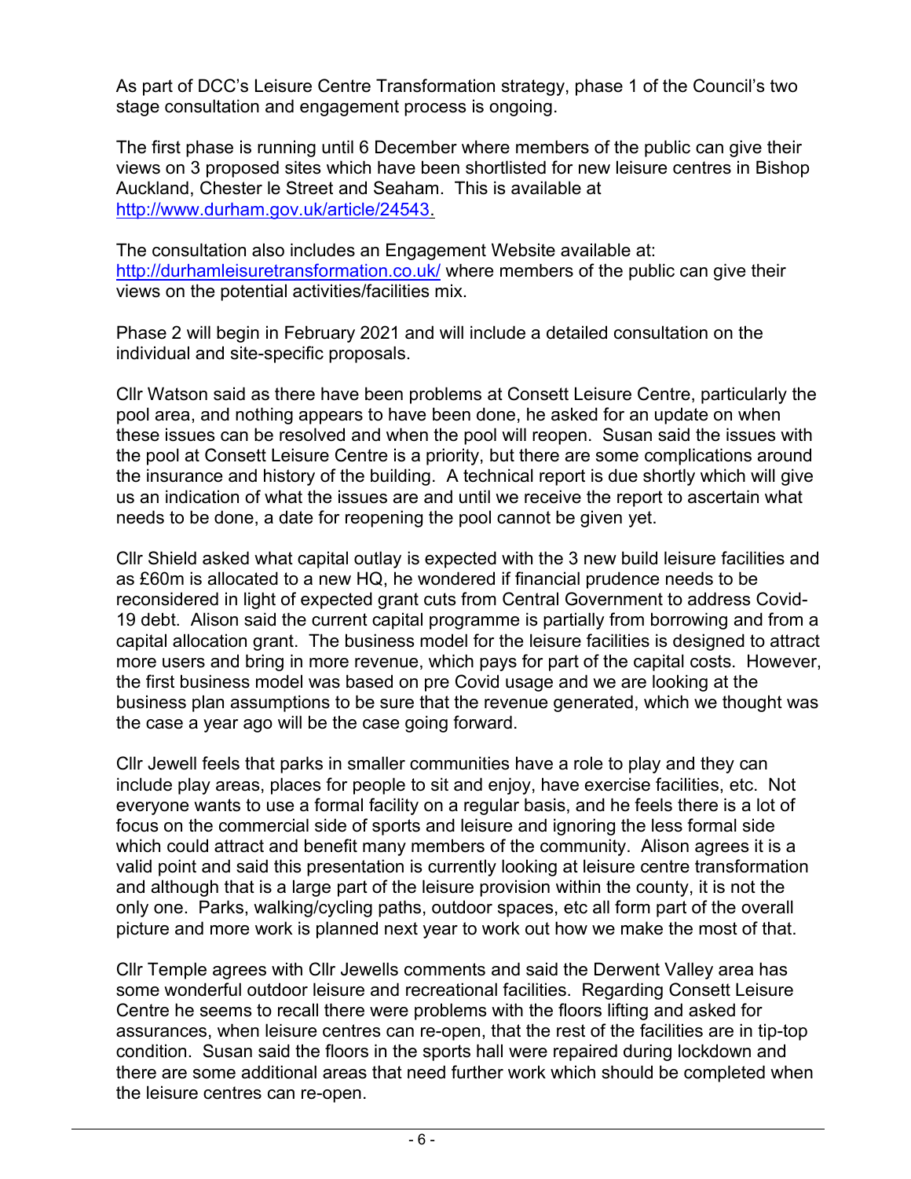As part of DCC's Leisure Centre Transformation strategy, phase 1 of the Council's two stage consultation and engagement process is ongoing.

The first phase is running until 6 December where members of the public can give their views on 3 proposed sites which have been shortlisted for new leisure centres in Bishop Auckland, Chester le Street and Seaham. This is available at [http://www.durham.gov.uk/article/24543](http://www.durham.gov.uk/article/24543).

The consultation also includes an Engagement Website available at: [http://durhamleisuretransformation.co.uk/](http://durhamleisuretransformation.co.uk/) where members of the public can give their views on the potential activities/facilities mix.

Phase 2 will begin in February 2021 and will include a detailed consultation on the individual and site-specific proposals.

Cllr Watson said as there have been problems at Consett Leisure Centre, particularly the pool area, and nothing appears to have been done, he asked for an update on when these issues can be resolved and when the pool will reopen. Susan said the issues with the pool at Consett Leisure Centre is a priority, but there are some complications around the insurance and history of the building. A technical report is due shortly which will give us an indication of what the issues are and until we receive the report to ascertain what needs to be done, a date for reopening the pool cannot be given yet.

Cllr Shield asked what capital outlay is expected with the 3 new build leisure facilities and as £60m is allocated to a new HQ, he wondered if financial prudence needs to be reconsidered in light of expected grant cuts from Central Government to address Covid-19 debt. Alison said the current capital programme is partially from borrowing and from a capital allocation grant. The business model for the leisure facilities is designed to attract more users and bring in more revenue, which pays for part of the capital costs. However, the first business model was based on pre Covid usage and we are looking at the business plan assumptions to be sure that the revenue generated, which we thought was the case a year ago will be the case going forward.

Cllr Jewell feels that parks in smaller communities have a role to play and they can include play areas, places for people to sit and enjoy, have exercise facilities, etc. Not everyone wants to use a formal facility on a regular basis, and he feels there is a lot of focus on the commercial side of sports and leisure and ignoring the less formal side which could attract and benefit many members of the community. Alison agrees it is a valid point and said this presentation is currently looking at leisure centre transformation and although that is a large part of the leisure provision within the county, it is not the only one. Parks, walking/cycling paths, outdoor spaces, etc all form part of the overall picture and more work is planned next year to work out how we make the most of that.

Cllr Temple agrees with Cllr Jewells comments and said the Derwent Valley area has some wonderful outdoor leisure and recreational facilities. Regarding Consett Leisure Centre he seems to recall there were problems with the floors lifting and asked for assurances, when leisure centres can re-open, that the rest of the facilities are in tip-top condition. Susan said the floors in the sports hall were repaired during lockdown and there are some additional areas that need further work which should be completed when the leisure centres can re-open.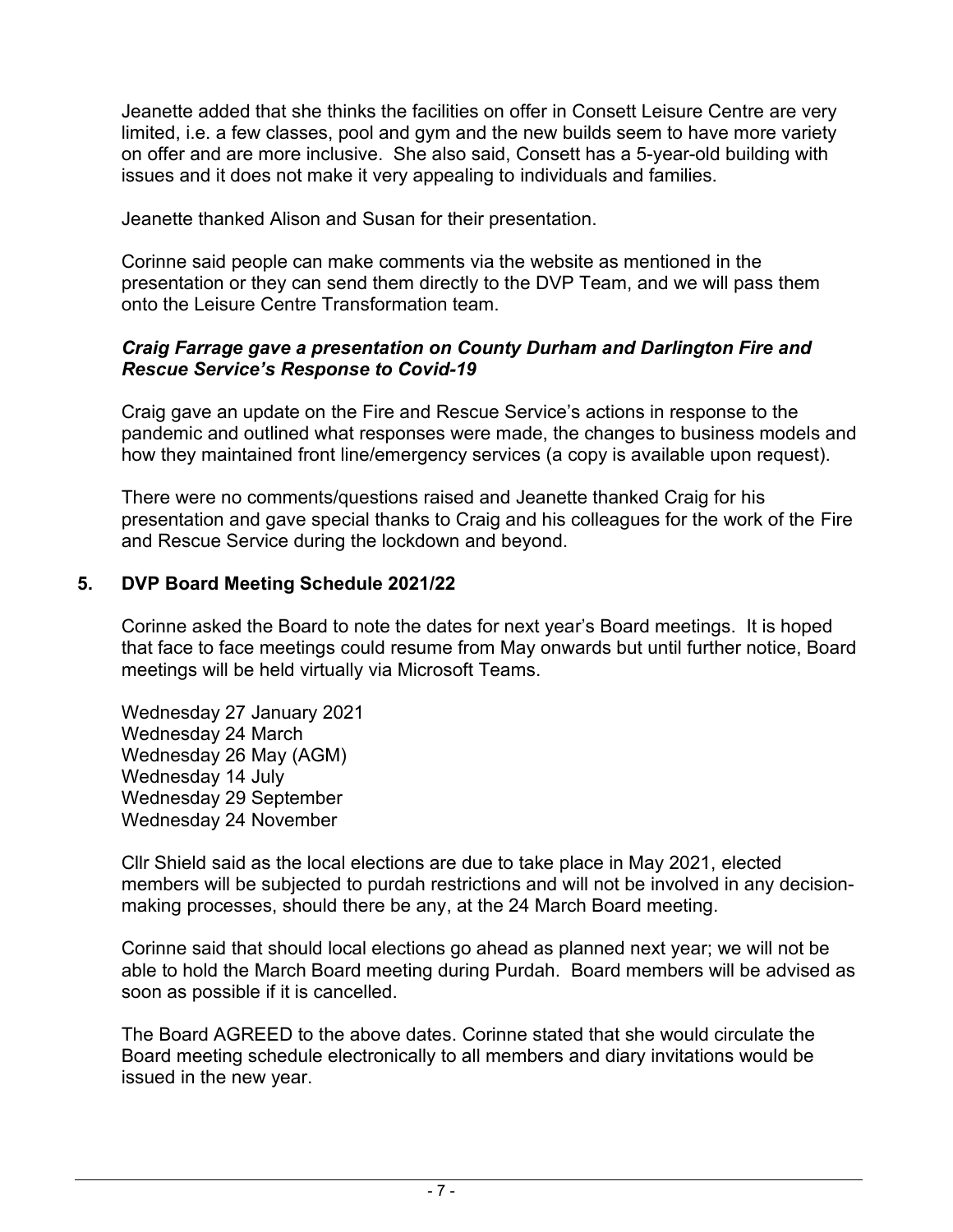Jeanette added that she thinks the facilities on offer in Consett Leisure Centre are very limited, i.e. a few classes, pool and gym and the new builds seem to have more variety on offer and are more inclusive. She also said, Consett has a 5-year-old building with issues and it does not make it very appealing to individuals and families.

Jeanette thanked Alison and Susan for their presentation.

Corinne said people can make comments via the website as mentioned in the presentation or they can send them directly to the DVP Team, and we will pass them onto the Leisure Centre Transformation team.

***Craig Farrage gave a presentation on County Durham and Darlington Fire and Rescue Service's Response to Covid-19***

Craig gave an update on the Fire and Rescue Service's actions in response to the pandemic and outlined what responses were made, the changes to business models and how they maintained front line/emergency services (a copy is available upon request).

There were no comments/questions raised and Jeanette thanked Craig for his presentation and gave special thanks to Craig and his colleagues for the work of the Fire and Rescue Service during the lockdown and beyond.

## 5. DVP Board Meeting Schedule 2021/22

Corinne asked the Board to note the dates for next year's Board meetings. It is hoped that face to face meetings could resume from May onwards but until further notice, Board meetings will be held virtually via Microsoft Teams.

Wednesday 27 January 2021
Wednesday 24 March
Wednesday 26 May (AGM)
Wednesday 14 July
Wednesday 29 September
Wednesday 24 November

Cllr Shield said as the local elections are due to take place in May 2021, elected members will be subjected to purdah restrictions and will not be involved in any decision-making processes, should there be any, at the 24 March Board meeting.

Corinne said that should local elections go ahead as planned next year; we will not be able to hold the March Board meeting during Purdah. Board members will be advised as soon as possible if it is cancelled.

The Board AGREED to the above dates. Corinne stated that she would circulate the Board meeting schedule electronically to all members and diary invitations would be issued in the new year.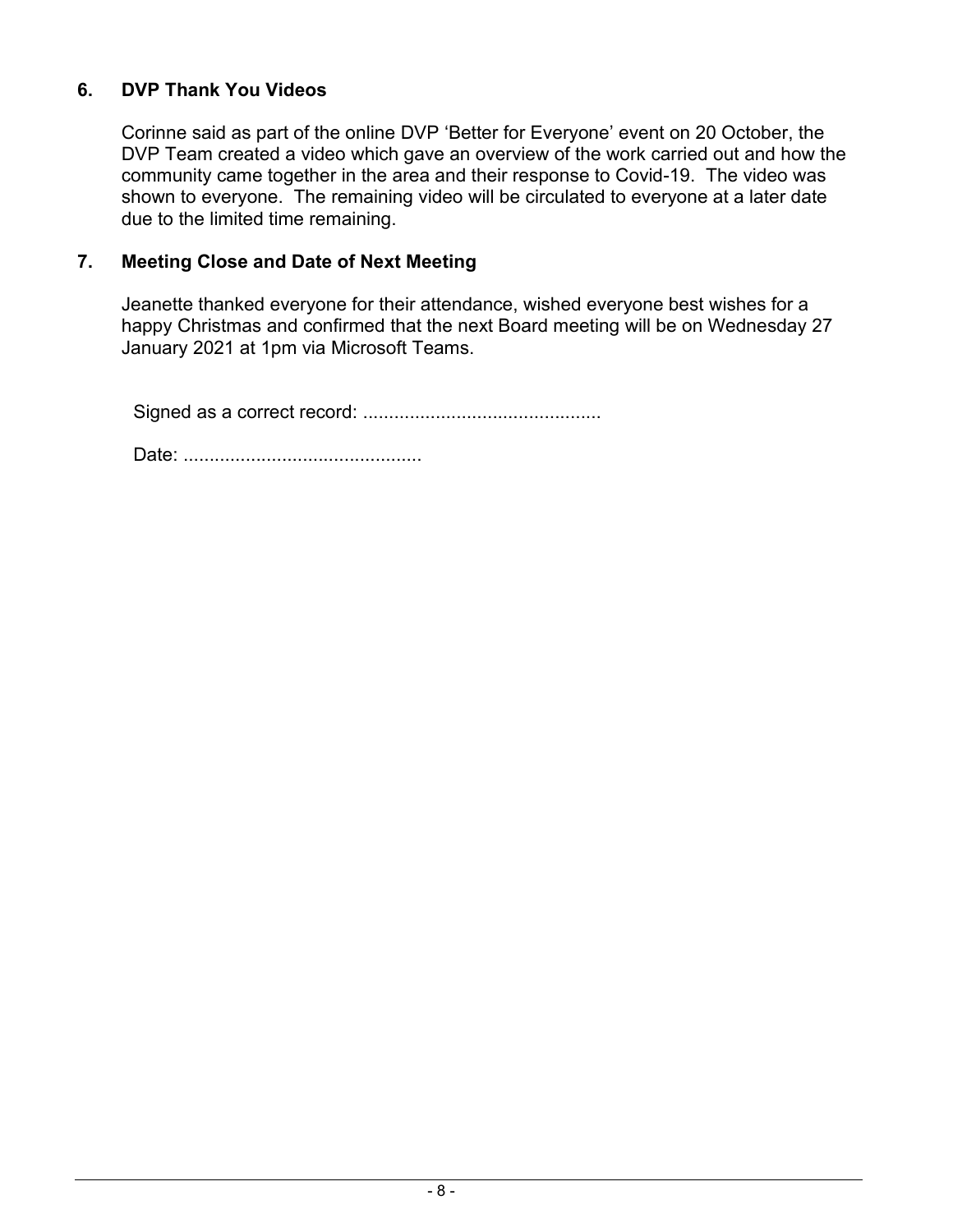## 6. DVP Thank You Videos

Corinne said as part of the online DVP 'Better for Everyone' event on 20 October, the DVP Team created a video which gave an overview of the work carried out and how the community came together in the area and their response to Covid-19. The video was shown to everyone. The remaining video will be circulated to everyone at a later date due to the limited time remaining.

## 7. Meeting Close and Date of Next Meeting

Jeanette thanked everyone for their attendance, wished everyone best wishes for a happy Christmas and confirmed that the next Board meeting will be on Wednesday 27 January 2021 at 1pm via Microsoft Teams.

Signed as a correct record: ..............................................

Date: ..............................................